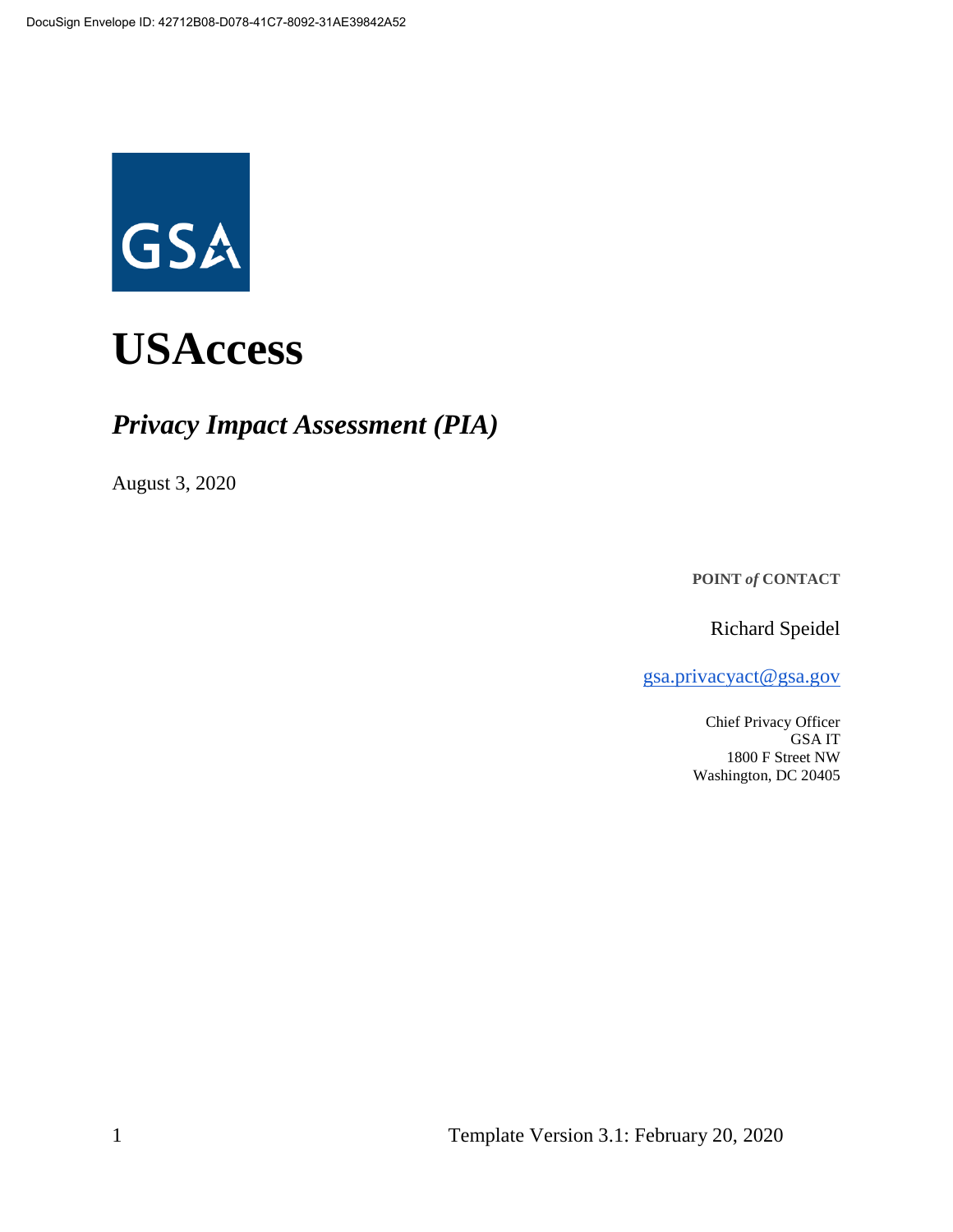DocuSign Envelope ID: 42712B08-D078-41C7-8092-31AE39842A52

GSA

# USAccess

## *Privacy Impact Assessment (PIA)*

August 3, 2020

**POINT *of* CONTACT**

Richard Speidel

gsa.privacyact@gsa.gov

Chief Privacy Officer
GSA IT
1800 F Street NW
Washington, DC 20405

Template Version 3.1: February 20, 2020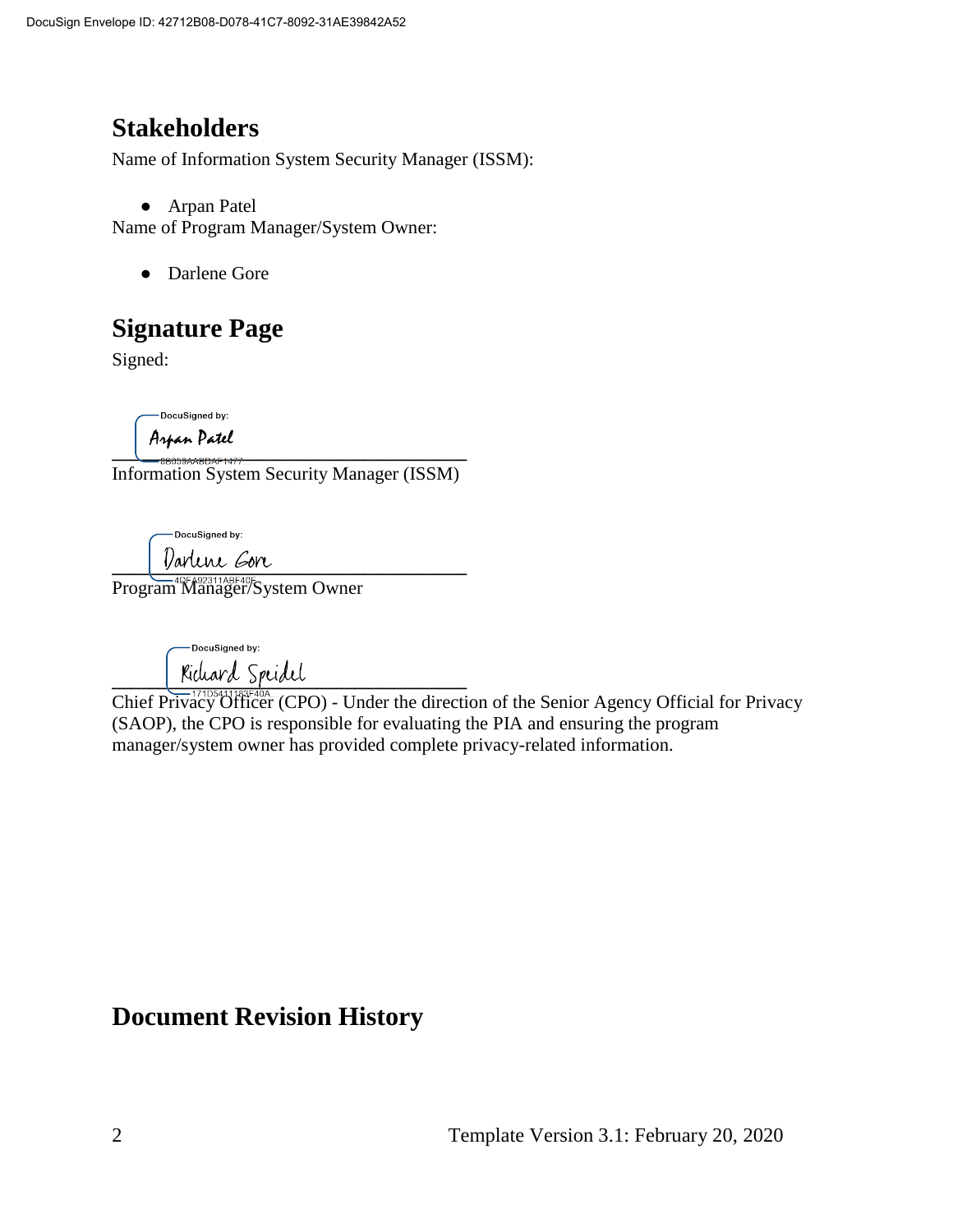## Stakeholders

Name of Information System Security Manager (ISSM):

- Arpan Patel

Name of Program Manager/System Owner:

- Darlene Gore

## Signature Page

Signed:

DocuSigned by: Arpan Patel
______________________________________
Information System Security Manager (ISSM)

DocuSigned by: Darlene Gore
______________________________________
Program Manager/System Owner

DocuSigned by: Richard Speidel
______________________________________
Chief Privacy Officer (CPO) - Under the direction of the Senior Agency Official for Privacy (SAOP), the CPO is responsible for evaluating the PIA and ensuring the program manager/system owner has provided complete privacy-related information.

## Document Revision History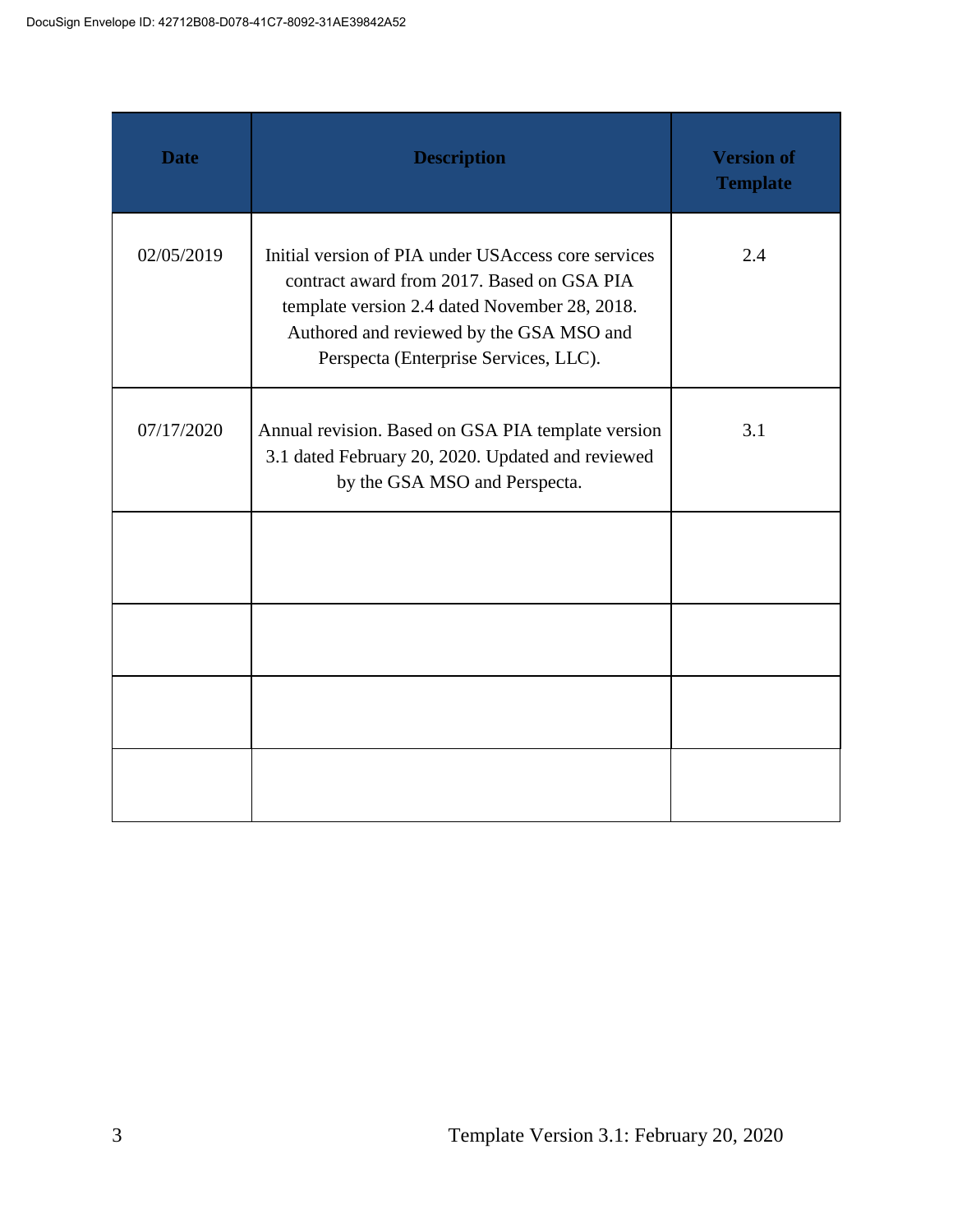| Date | Description | Version of Template |
|---|---|---|
| 02/05/2019 | Initial version of PIA under USAccess core services contract award from 2017. Based on GSA PIA template version 2.4 dated November 28, 2018. Authored and reviewed by the GSA MSO and Perspecta (Enterprise Services, LLC). | 2.4 |
| 07/17/2020 | Annual revision. Based on GSA PIA template version 3.1 dated February 20, 2020. Updated and reviewed by the GSA MSO and Perspecta. | 3.1 |
| | | |
| | | |
| | | |
| | | |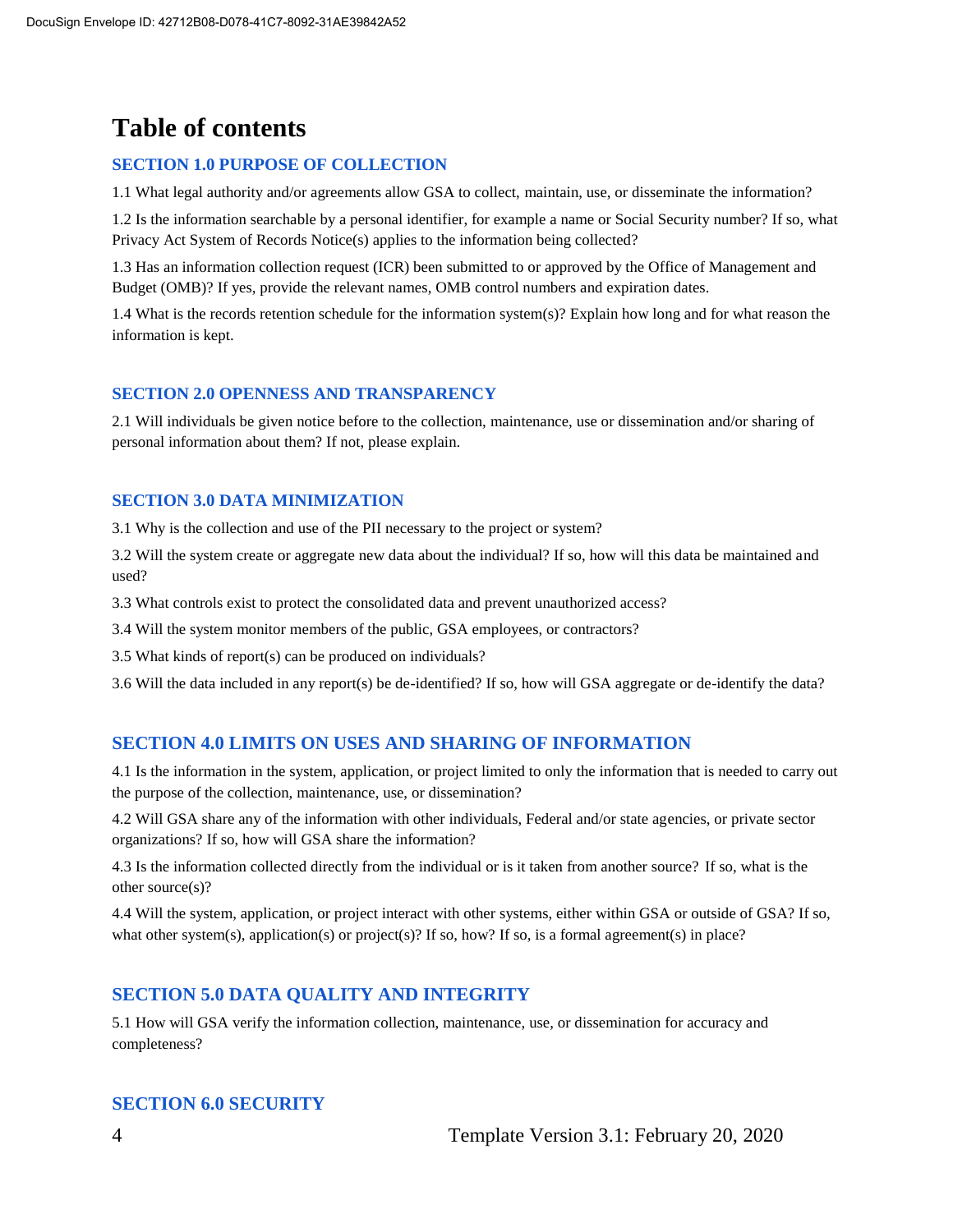# Table of contents

### SECTION 1.0 PURPOSE OF COLLECTION

1.1 What legal authority and/or agreements allow GSA to collect, maintain, use, or disseminate the information?

1.2 Is the information searchable by a personal identifier, for example a name or Social Security number? If so, what Privacy Act System of Records Notice(s) applies to the information being collected?

1.3 Has an information collection request (ICR) been submitted to or approved by the Office of Management and Budget (OMB)? If yes, provide the relevant names, OMB control numbers and expiration dates.

1.4 What is the records retention schedule for the information system(s)? Explain how long and for what reason the information is kept.

### SECTION 2.0 OPENNESS AND TRANSPARENCY

2.1 Will individuals be given notice before to the collection, maintenance, use or dissemination and/or sharing of personal information about them? If not, please explain.

### SECTION 3.0 DATA MINIMIZATION

3.1 Why is the collection and use of the PII necessary to the project or system?

3.2 Will the system create or aggregate new data about the individual? If so, how will this data be maintained and used?

3.3 What controls exist to protect the consolidated data and prevent unauthorized access?

3.4 Will the system monitor members of the public, GSA employees, or contractors?

3.5 What kinds of report(s) can be produced on individuals?

3.6 Will the data included in any report(s) be de-identified? If so, how will GSA aggregate or de-identify the data?

### SECTION 4.0 LIMITS ON USES AND SHARING OF INFORMATION

4.1 Is the information in the system, application, or project limited to only the information that is needed to carry out the purpose of the collection, maintenance, use, or dissemination?

4.2 Will GSA share any of the information with other individuals, Federal and/or state agencies, or private sector organizations? If so, how will GSA share the information?

4.3 Is the information collected directly from the individual or is it taken from another source? If so, what is the other source(s)?

4.4 Will the system, application, or project interact with other systems, either within GSA or outside of GSA? If so, what other system(s), application(s) or project(s)? If so, how? If so, is a formal agreement(s) in place?

### SECTION 5.0 DATA QUALITY AND INTEGRITY

5.1 How will GSA verify the information collection, maintenance, use, or dissemination for accuracy and completeness?

### SECTION 6.0 SECURITY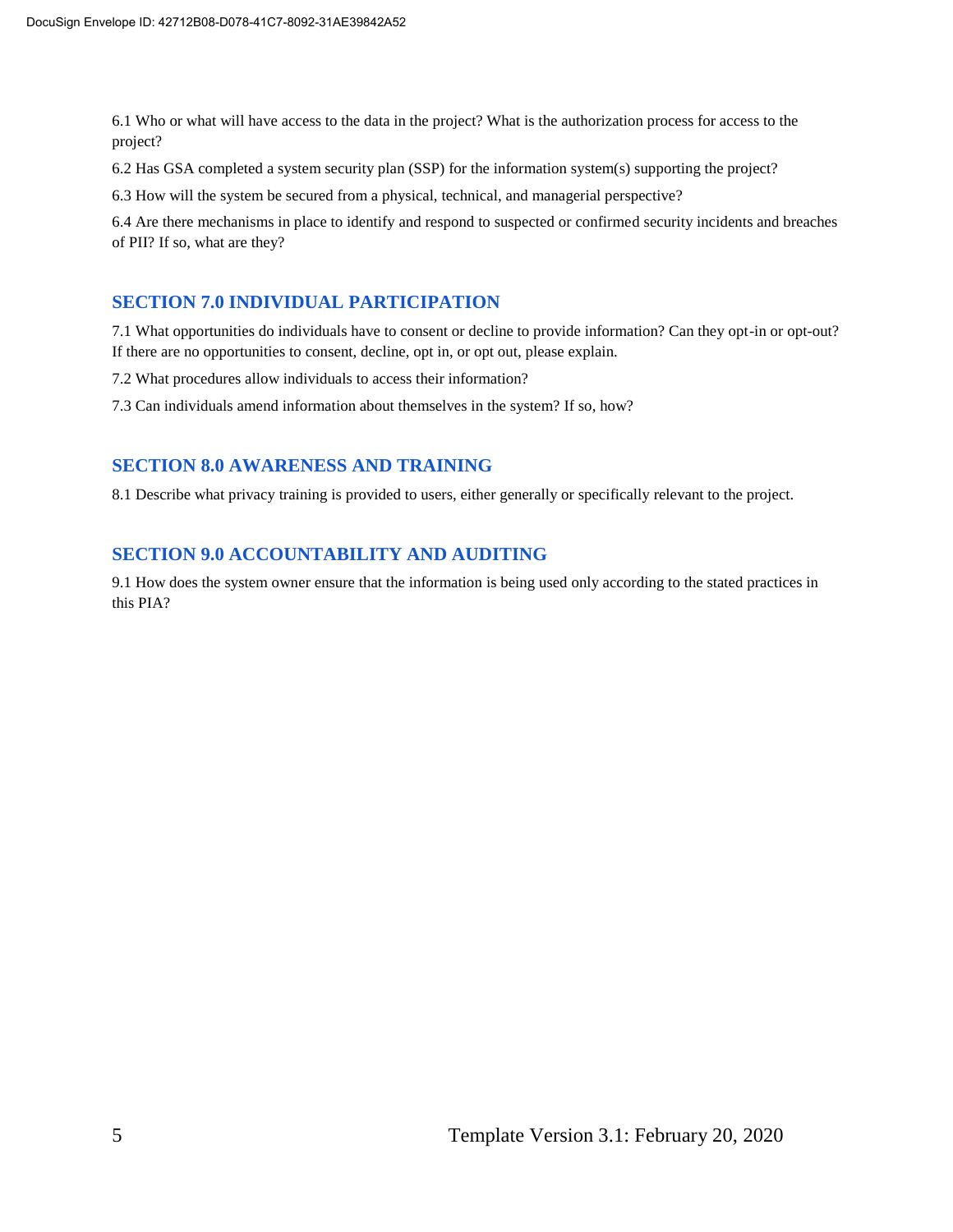6.1 Who or what will have access to the data in the project? What is the authorization process for access to the project?

6.2 Has GSA completed a system security plan (SSP) for the information system(s) supporting the project?

6.3 How will the system be secured from a physical, technical, and managerial perspective?

6.4 Are there mechanisms in place to identify and respond to suspected or confirmed security incidents and breaches of PII? If so, what are they?

## SECTION 7.0 INDIVIDUAL PARTICIPATION

7.1 What opportunities do individuals have to consent or decline to provide information? Can they opt-in or opt-out? If there are no opportunities to consent, decline, opt in, or opt out, please explain.

7.2 What procedures allow individuals to access their information?

7.3 Can individuals amend information about themselves in the system? If so, how?

## SECTION 8.0 AWARENESS AND TRAINING

8.1 Describe what privacy training is provided to users, either generally or specifically relevant to the project.

## SECTION 9.0 ACCOUNTABILITY AND AUDITING

9.1 How does the system owner ensure that the information is being used only according to the stated practices in this PIA?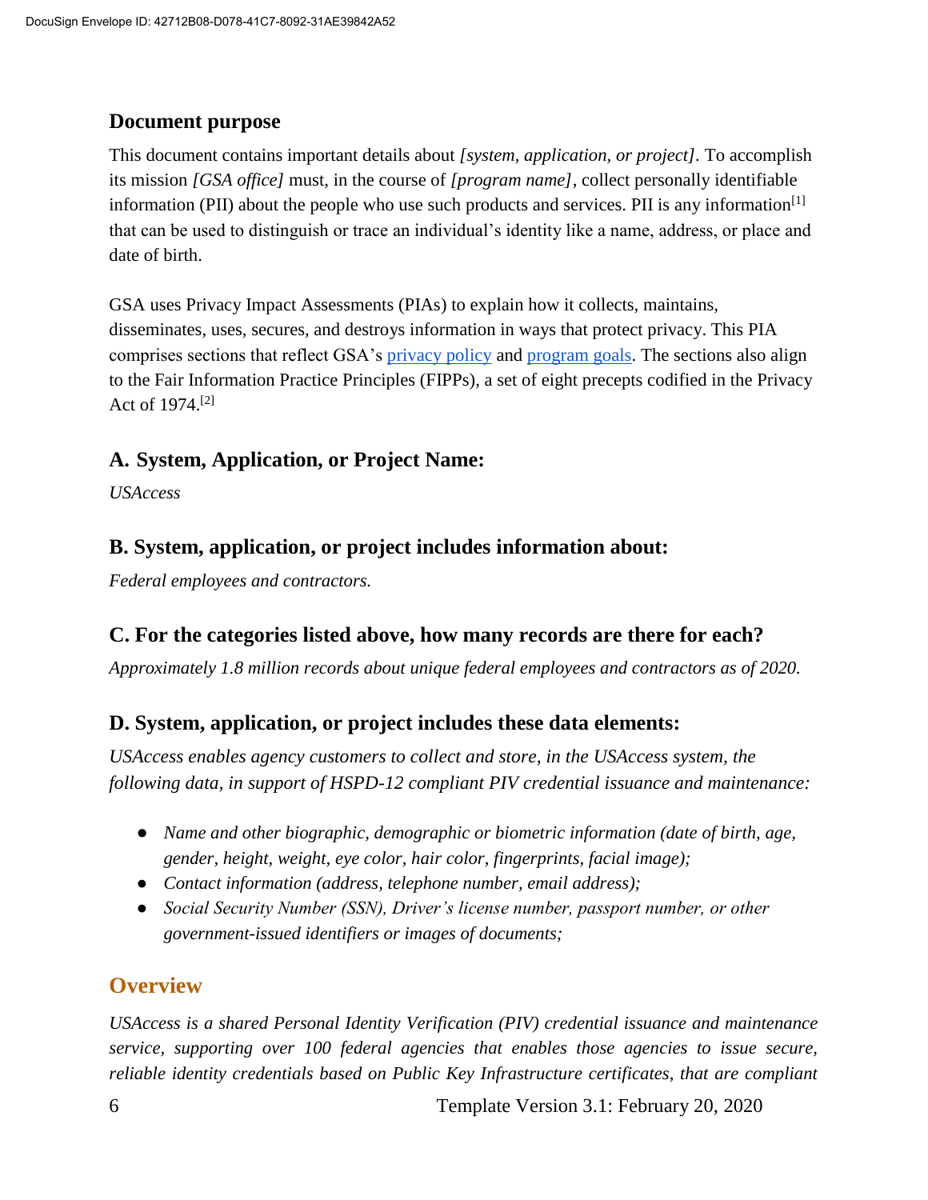## Document purpose

This document contains important details about *[system, application, or project]*. To accomplish its mission *[GSA office]* must, in the course of *[program name]*, collect personally identifiable information (PII) about the people who use such products and services. PII is any information[1] that can be used to distinguish or trace an individual's identity like a name, address, or place and date of birth.

GSA uses Privacy Impact Assessments (PIAs) to explain how it collects, maintains, disseminates, uses, secures, and destroys information in ways that protect privacy. This PIA comprises sections that reflect GSA's privacy policy and program goals. The sections also align to the Fair Information Practice Principles (FIPPs), a set of eight precepts codified in the Privacy Act of 1974.[2]

## A. System, Application, or Project Name:

*USAccess*

## B. System, application, or project includes information about:

*Federal employees and contractors.*

## C. For the categories listed above, how many records are there for each?

*Approximately 1.8 million records about unique federal employees and contractors as of 2020.*

## D. System, application, or project includes these data elements:

*USAccess enables agency customers to collect and store, in the USAccess system, the following data, in support of HSPD-12 compliant PIV credential issuance and maintenance:*

- *Name and other biographic, demographic or biometric information (date of birth, age, gender, height, weight, eye color, hair color, fingerprints, facial image);*
- *Contact information (address, telephone number, email address);*
- *Social Security Number (SSN), Driver's license number, passport number, or other government-issued identifiers or images of documents;*

## Overview

*USAccess is a shared Personal Identity Verification (PIV) credential issuance and maintenance service, supporting over 100 federal agencies that enables those agencies to issue secure, reliable identity credentials based on Public Key Infrastructure certificates, that are compliant*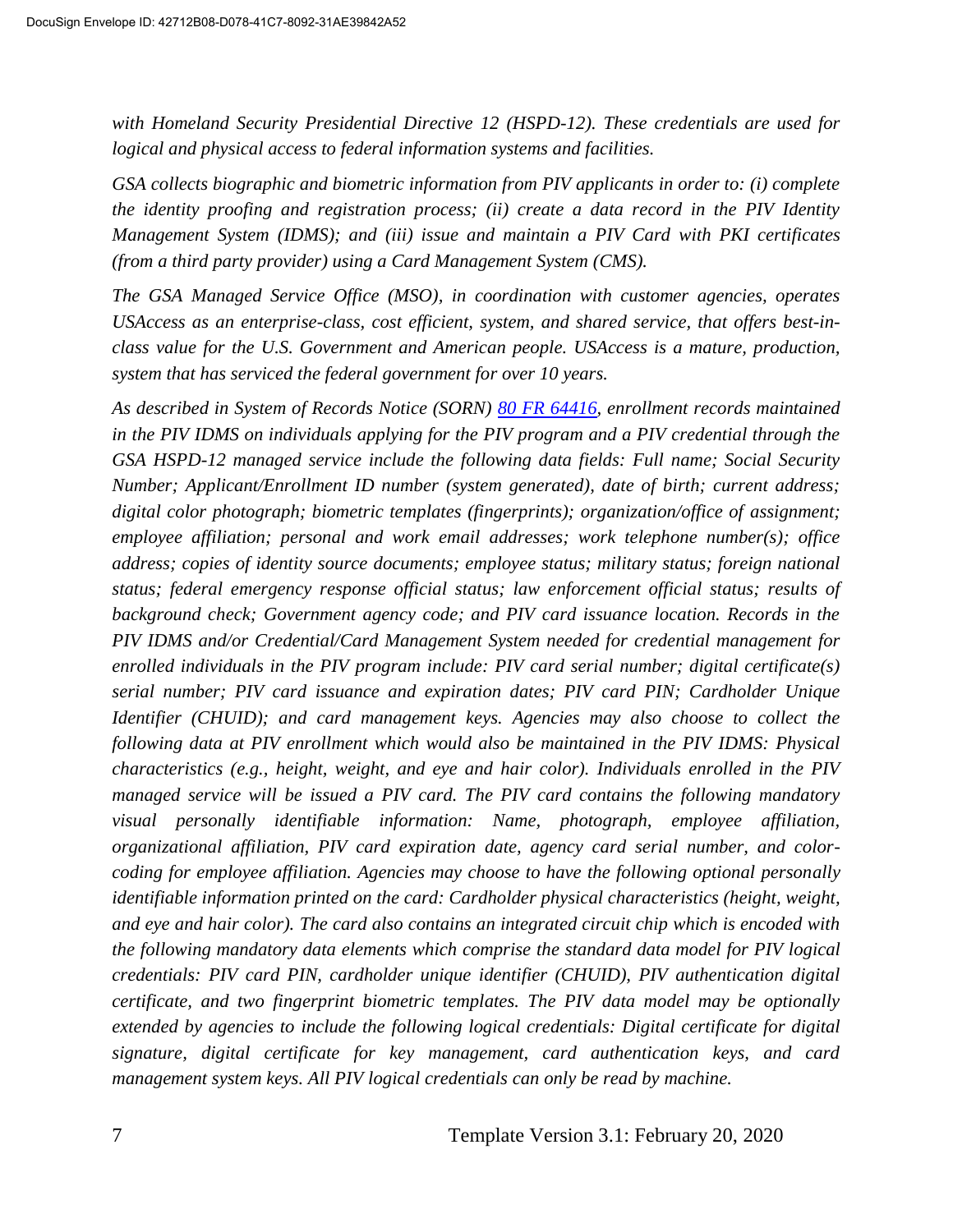*with Homeland Security Presidential Directive 12 (HSPD-12). These credentials are used for logical and physical access to federal information systems and facilities.*

*GSA collects biographic and biometric information from PIV applicants in order to: (i) complete the identity proofing and registration process; (ii) create a data record in the PIV Identity Management System (IDMS); and (iii) issue and maintain a PIV Card with PKI certificates (from a third party provider) using a Card Management System (CMS).*

*The GSA Managed Service Office (MSO), in coordination with customer agencies, operates USAccess as an enterprise-class, cost efficient, system, and shared service, that offers best-in-class value for the U.S. Government and American people. USAccess is a mature, production, system that has serviced the federal government for over 10 years.*

*As described in System of Records Notice (SORN) [80 FR 64416](), enrollment records maintained in the PIV IDMS on individuals applying for the PIV program and a PIV credential through the GSA HSPD-12 managed service include the following data fields: Full name; Social Security Number; Applicant/Enrollment ID number (system generated), date of birth; current address; digital color photograph; biometric templates (fingerprints); organization/office of assignment; employee affiliation; personal and work email addresses; work telephone number(s); office address; copies of identity source documents; employee status; military status; foreign national status; federal emergency response official status; law enforcement official status; results of background check; Government agency code; and PIV card issuance location. Records in the PIV IDMS and/or Credential/Card Management System needed for credential management for enrolled individuals in the PIV program include: PIV card serial number; digital certificate(s) serial number; PIV card issuance and expiration dates; PIV card PIN; Cardholder Unique Identifier (CHUID); and card management keys. Agencies may also choose to collect the following data at PIV enrollment which would also be maintained in the PIV IDMS: Physical characteristics (e.g., height, weight, and eye and hair color). Individuals enrolled in the PIV managed service will be issued a PIV card. The PIV card contains the following mandatory visual personally identifiable information: Name, photograph, employee affiliation, organizational affiliation, PIV card expiration date, agency card serial number, and color-coding for employee affiliation. Agencies may choose to have the following optional personally identifiable information printed on the card: Cardholder physical characteristics (height, weight, and eye and hair color). The card also contains an integrated circuit chip which is encoded with the following mandatory data elements which comprise the standard data model for PIV logical credentials: PIV card PIN, cardholder unique identifier (CHUID), PIV authentication digital certificate, and two fingerprint biometric templates. The PIV data model may be optionally extended by agencies to include the following logical credentials: Digital certificate for digital signature, digital certificate for key management, card authentication keys, and card management system keys. All PIV logical credentials can only be read by machine.*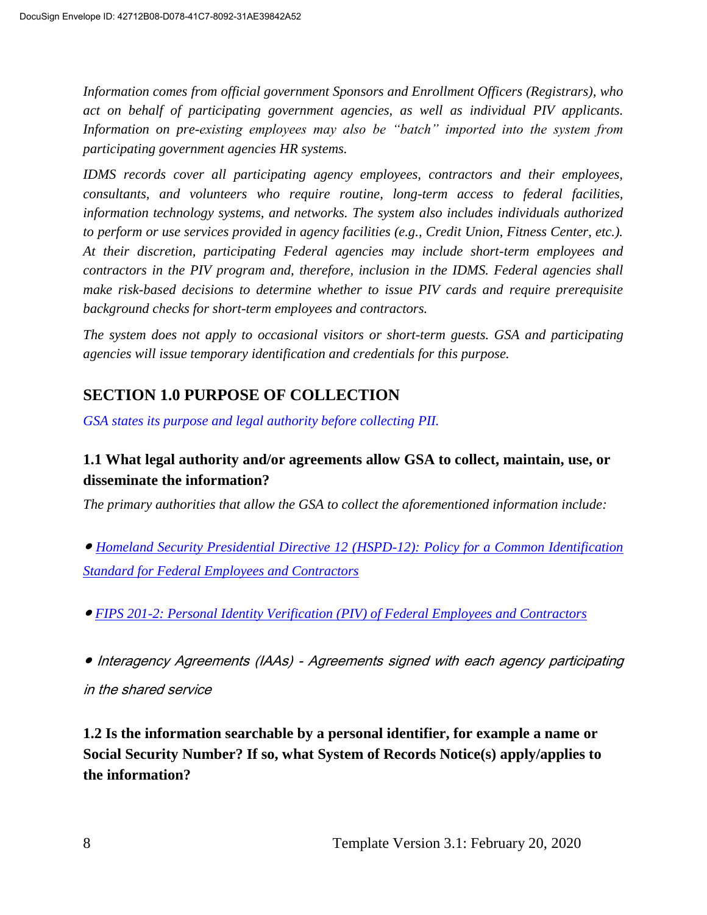*Information comes from official government Sponsors and Enrollment Officers (Registrars), who act on behalf of participating government agencies, as well as individual PIV applicants. Information on pre-existing employees may also be "batch" imported into the system from participating government agencies HR systems.*

*IDMS records cover all participating agency employees, contractors and their employees, consultants, and volunteers who require routine, long-term access to federal facilities, information technology systems, and networks. The system also includes individuals authorized to perform or use services provided in agency facilities (e.g., Credit Union, Fitness Center, etc.). At their discretion, participating Federal agencies may include short-term employees and contractors in the PIV program and, therefore, inclusion in the IDMS. Federal agencies shall make risk-based decisions to determine whether to issue PIV cards and require prerequisite background checks for short-term employees and contractors.*

*The system does not apply to occasional visitors or short-term guests. GSA and participating agencies will issue temporary identification and credentials for this purpose.*

## SECTION 1.0 PURPOSE OF COLLECTION

*GSA states its purpose and legal authority before collecting PII.*

### 1.1 What legal authority and/or agreements allow GSA to collect, maintain, use, or disseminate the information?

*The primary authorities that allow the GSA to collect the aforementioned information include:*

- *Homeland Security Presidential Directive 12 (HSPD-12): Policy for a Common Identification Standard for Federal Employees and Contractors*
- *FIPS 201-2: Personal Identity Verification (PIV) of Federal Employees and Contractors*
- *Interagency Agreements (IAAs) - Agreements signed with each agency participating in the shared service*

### 1.2 Is the information searchable by a personal identifier, for example a name or Social Security Number? If so, what System of Records Notice(s) apply/applies to the information?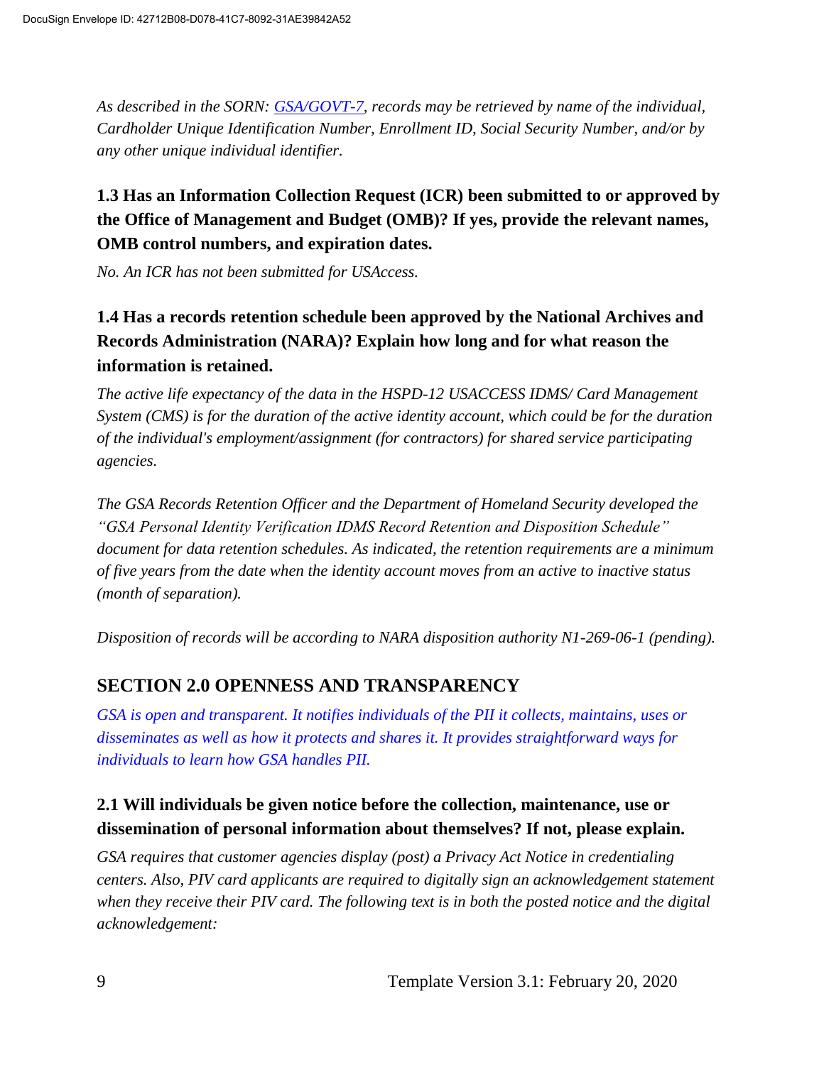*As described in the SORN: [GSA/GOVT-7](GSA/GOVT-7), records may be retrieved by name of the individual, Cardholder Unique Identification Number, Enrollment ID, Social Security Number, and/or by any other unique individual identifier.*

### 1.3 Has an Information Collection Request (ICR) been submitted to or approved by the Office of Management and Budget (OMB)? If yes, provide the relevant names, OMB control numbers, and expiration dates.

*No. An ICR has not been submitted for USAccess.*

### 1.4 Has a records retention schedule been approved by the National Archives and Records Administration (NARA)? Explain how long and for what reason the information is retained.

*The active life expectancy of the data in the HSPD-12 USACCESS IDMS/ Card Management System (CMS) is for the duration of the active identity account, which could be for the duration of the individual's employment/assignment (for contractors) for shared service participating agencies.*

*The GSA Records Retention Officer and the Department of Homeland Security developed the "GSA Personal Identity Verification IDMS Record Retention and Disposition Schedule" document for data retention schedules. As indicated, the retention requirements are a minimum of five years from the date when the identity account moves from an active to inactive status (month of separation).*

*Disposition of records will be according to NARA disposition authority N1-269-06-1 (pending).*

## SECTION 2.0 OPENNESS AND TRANSPARENCY

*GSA is open and transparent. It notifies individuals of the PII it collects, maintains, uses or disseminates as well as how it protects and shares it. It provides straightforward ways for individuals to learn how GSA handles PII.*

### 2.1 Will individuals be given notice before the collection, maintenance, use or dissemination of personal information about themselves? If not, please explain.

*GSA requires that customer agencies display (post) a Privacy Act Notice in credentialing centers. Also, PIV card applicants are required to digitally sign an acknowledgement statement when they receive their PIV card. The following text is in both the posted notice and the digital acknowledgement:*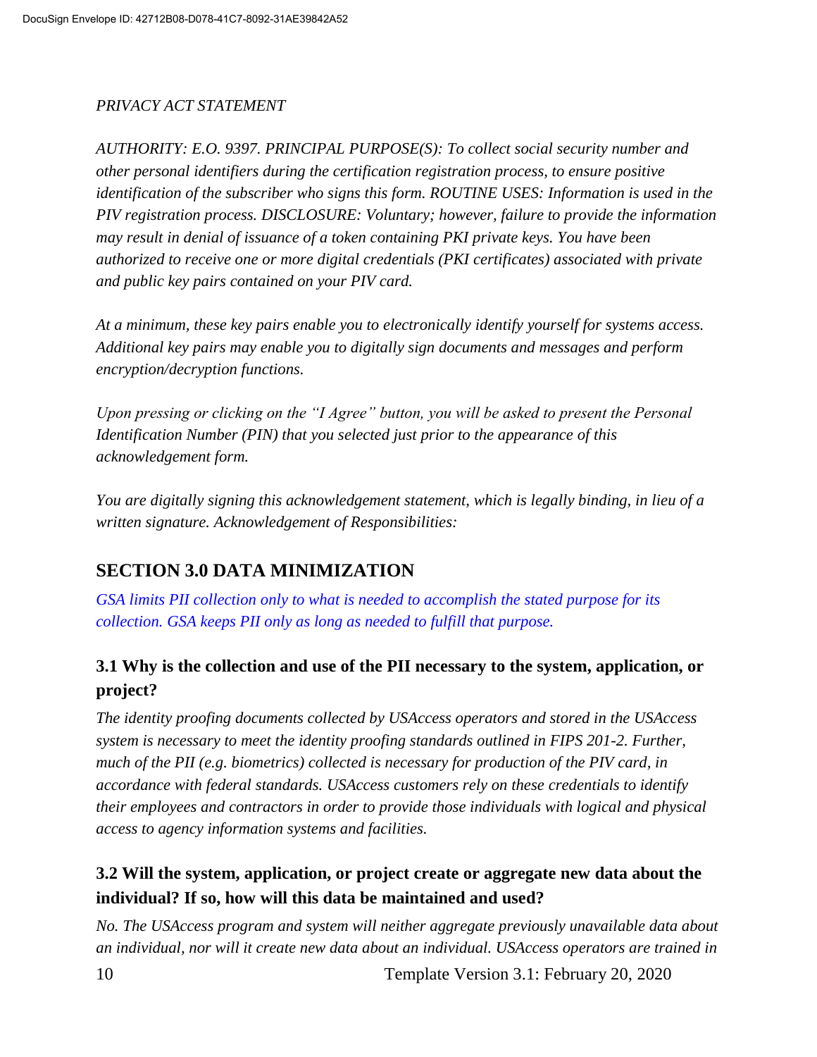*PRIVACY ACT STATEMENT*

*AUTHORITY: E.O. 9397. PRINCIPAL PURPOSE(S): To collect social security number and other personal identifiers during the certification registration process, to ensure positive identification of the subscriber who signs this form. ROUTINE USES: Information is used in the PIV registration process. DISCLOSURE: Voluntary; however, failure to provide the information may result in denial of issuance of a token containing PKI private keys. You have been authorized to receive one or more digital credentials (PKI certificates) associated with private and public key pairs contained on your PIV card.*

*At a minimum, these key pairs enable you to electronically identify yourself for systems access. Additional key pairs may enable you to digitally sign documents and messages and perform encryption/decryption functions.*

*Upon pressing or clicking on the "I Agree" button, you will be asked to present the Personal Identification Number (PIN) that you selected just prior to the appearance of this acknowledgement form.*

*You are digitally signing this acknowledgement statement, which is legally binding, in lieu of a written signature. Acknowledgement of Responsibilities:*

## SECTION 3.0 DATA MINIMIZATION

*GSA limits PII collection only to what is needed to accomplish the stated purpose for its collection. GSA keeps PII only as long as needed to fulfill that purpose.*

### 3.1 Why is the collection and use of the PII necessary to the system, application, or project?

*The identity proofing documents collected by USAccess operators and stored in the USAccess system is necessary to meet the identity proofing standards outlined in FIPS 201-2. Further, much of the PII (e.g. biometrics) collected is necessary for production of the PIV card, in accordance with federal standards. USAccess customers rely on these credentials to identify their employees and contractors in order to provide those individuals with logical and physical access to agency information systems and facilities.*

### 3.2 Will the system, application, or project create or aggregate new data about the individual? If so, how will this data be maintained and used?

*No. The USAccess program and system will neither aggregate previously unavailable data about an individual, nor will it create new data about an individual. USAccess operators are trained in*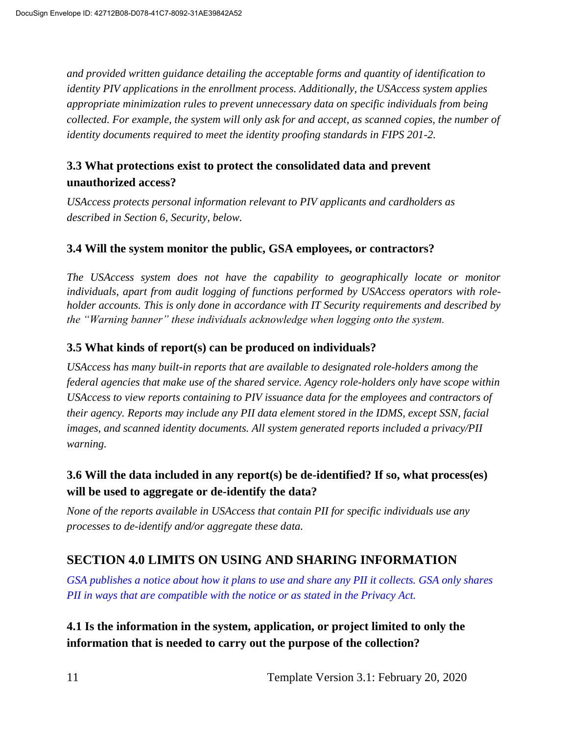*and provided written guidance detailing the acceptable forms and quantity of identification to identity PIV applications in the enrollment process. Additionally, the USAccess system applies appropriate minimization rules to prevent unnecessary data on specific individuals from being collected. For example, the system will only ask for and accept, as scanned copies, the number of identity documents required to meet the identity proofing standards in FIPS 201-2.*

### 3.3 What protections exist to protect the consolidated data and prevent unauthorized access?

*USAccess protects personal information relevant to PIV applicants and cardholders as described in Section 6, Security, below.*

### 3.4 Will the system monitor the public, GSA employees, or contractors?

*The USAccess system does not have the capability to geographically locate or monitor individuals, apart from audit logging of functions performed by USAccess operators with role-holder accounts. This is only done in accordance with IT Security requirements and described by the "Warning banner" these individuals acknowledge when logging onto the system.*

### 3.5 What kinds of report(s) can be produced on individuals?

*USAccess has many built-in reports that are available to designated role-holders among the federal agencies that make use of the shared service. Agency role-holders only have scope within USAccess to view reports containing to PIV issuance data for the employees and contractors of their agency. Reports may include any PII data element stored in the IDMS, except SSN, facial images, and scanned identity documents. All system generated reports included a privacy/PII warning.*

### 3.6 Will the data included in any report(s) be de-identified? If so, what process(es) will be used to aggregate or de-identify the data?

*None of the reports available in USAccess that contain PII for specific individuals use any processes to de-identify and/or aggregate these data.*

## SECTION 4.0 LIMITS ON USING AND SHARING INFORMATION

*GSA publishes a notice about how it plans to use and share any PII it collects. GSA only shares PII in ways that are compatible with the notice or as stated in the Privacy Act.*

### 4.1 Is the information in the system, application, or project limited to only the information that is needed to carry out the purpose of the collection?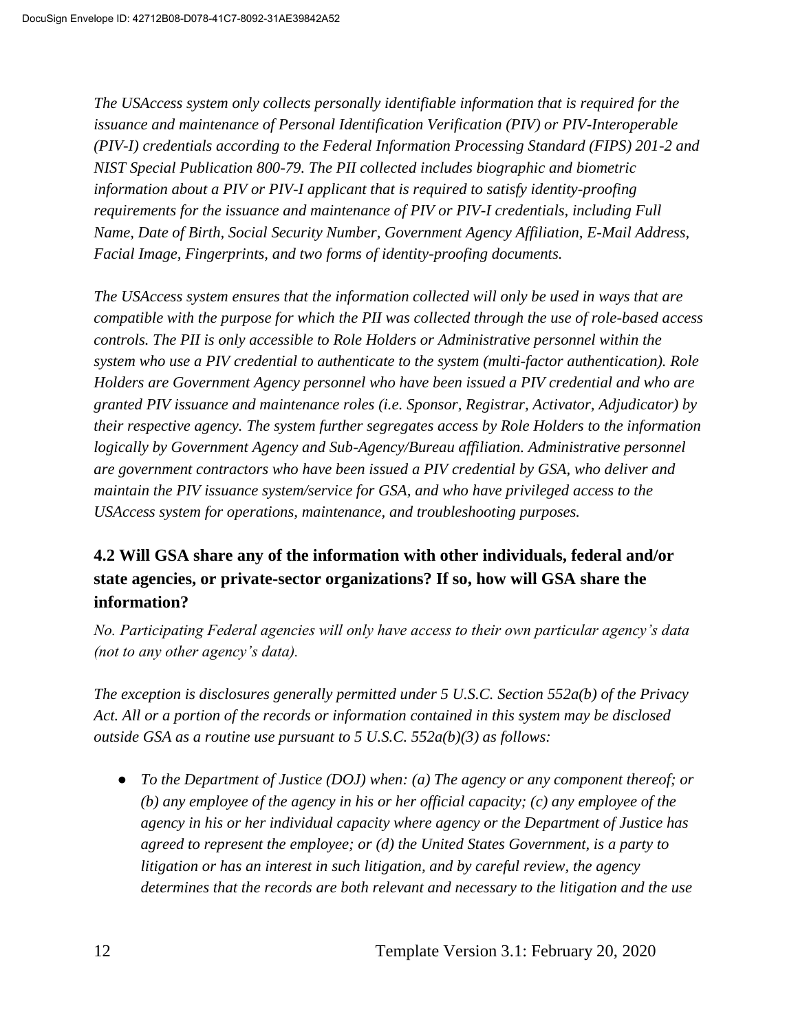*The USAccess system only collects personally identifiable information that is required for the issuance and maintenance of Personal Identification Verification (PIV) or PIV-Interoperable (PIV-I) credentials according to the Federal Information Processing Standard (FIPS) 201-2 and NIST Special Publication 800-79. The PII collected includes biographic and biometric information about a PIV or PIV-I applicant that is required to satisfy identity-proofing requirements for the issuance and maintenance of PIV or PIV-I credentials, including Full Name, Date of Birth, Social Security Number, Government Agency Affiliation, E-Mail Address, Facial Image, Fingerprints, and two forms of identity-proofing documents.*

*The USAccess system ensures that the information collected will only be used in ways that are compatible with the purpose for which the PII was collected through the use of role-based access controls. The PII is only accessible to Role Holders or Administrative personnel within the system who use a PIV credential to authenticate to the system (multi-factor authentication). Role Holders are Government Agency personnel who have been issued a PIV credential and who are granted PIV issuance and maintenance roles (i.e. Sponsor, Registrar, Activator, Adjudicator) by their respective agency. The system further segregates access by Role Holders to the information logically by Government Agency and Sub-Agency/Bureau affiliation. Administrative personnel are government contractors who have been issued a PIV credential by GSA, who deliver and maintain the PIV issuance system/service for GSA, and who have privileged access to the USAccess system for operations, maintenance, and troubleshooting purposes.*

### 4.2 Will GSA share any of the information with other individuals, federal and/or state agencies, or private-sector organizations? If so, how will GSA share the information?

*No. Participating Federal agencies will only have access to their own particular agency's data (not to any other agency's data).*

*The exception is disclosures generally permitted under 5 U.S.C. Section 552a(b) of the Privacy Act. All or a portion of the records or information contained in this system may be disclosed outside GSA as a routine use pursuant to 5 U.S.C. 552a(b)(3) as follows:*

- *To the Department of Justice (DOJ) when: (a) The agency or any component thereof; or (b) any employee of the agency in his or her official capacity; (c) any employee of the agency in his or her individual capacity where agency or the Department of Justice has agreed to represent the employee; or (d) the United States Government, is a party to litigation or has an interest in such litigation, and by careful review, the agency determines that the records are both relevant and necessary to the litigation and the use*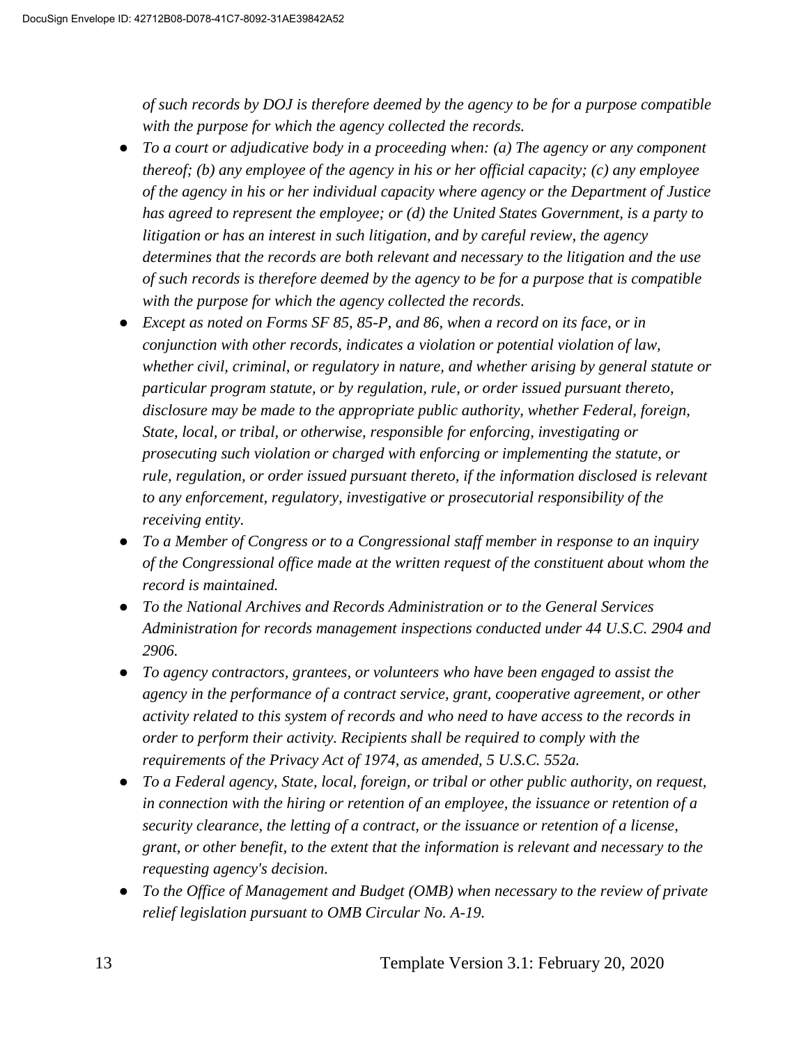*of such records by DOJ is therefore deemed by the agency to be for a purpose compatible with the purpose for which the agency collected the records.*

- *To a court or adjudicative body in a proceeding when: (a) The agency or any component thereof; (b) any employee of the agency in his or her official capacity; (c) any employee of the agency in his or her individual capacity where agency or the Department of Justice has agreed to represent the employee; or (d) the United States Government, is a party to litigation or has an interest in such litigation, and by careful review, the agency determines that the records are both relevant and necessary to the litigation and the use of such records is therefore deemed by the agency to be for a purpose that is compatible with the purpose for which the agency collected the records.*
- *Except as noted on Forms SF 85, 85-P, and 86, when a record on its face, or in conjunction with other records, indicates a violation or potential violation of law, whether civil, criminal, or regulatory in nature, and whether arising by general statute or particular program statute, or by regulation, rule, or order issued pursuant thereto, disclosure may be made to the appropriate public authority, whether Federal, foreign, State, local, or tribal, or otherwise, responsible for enforcing, investigating or prosecuting such violation or charged with enforcing or implementing the statute, or rule, regulation, or order issued pursuant thereto, if the information disclosed is relevant to any enforcement, regulatory, investigative or prosecutorial responsibility of the receiving entity.*
- *To a Member of Congress or to a Congressional staff member in response to an inquiry of the Congressional office made at the written request of the constituent about whom the record is maintained.*
- *To the National Archives and Records Administration or to the General Services Administration for records management inspections conducted under 44 U.S.C. 2904 and 2906.*
- *To agency contractors, grantees, or volunteers who have been engaged to assist the agency in the performance of a contract service, grant, cooperative agreement, or other activity related to this system of records and who need to have access to the records in order to perform their activity. Recipients shall be required to comply with the requirements of the Privacy Act of 1974, as amended, 5 U.S.C. 552a.*
- *To a Federal agency, State, local, foreign, or tribal or other public authority, on request, in connection with the hiring or retention of an employee, the issuance or retention of a security clearance, the letting of a contract, or the issuance or retention of a license, grant, or other benefit, to the extent that the information is relevant and necessary to the requesting agency's decision.*
- *To the Office of Management and Budget (OMB) when necessary to the review of private relief legislation pursuant to OMB Circular No. A-19.*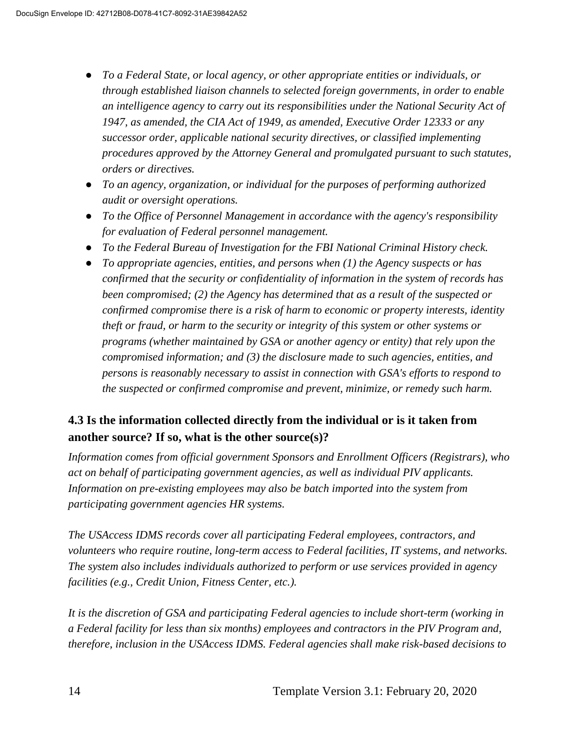- *To a Federal State, or local agency, or other appropriate entities or individuals, or through established liaison channels to selected foreign governments, in order to enable an intelligence agency to carry out its responsibilities under the National Security Act of 1947, as amended, the CIA Act of 1949, as amended, Executive Order 12333 or any successor order, applicable national security directives, or classified implementing procedures approved by the Attorney General and promulgated pursuant to such statutes, orders or directives.*
- *To an agency, organization, or individual for the purposes of performing authorized audit or oversight operations.*
- *To the Office of Personnel Management in accordance with the agency's responsibility for evaluation of Federal personnel management.*
- *To the Federal Bureau of Investigation for the FBI National Criminal History check.*
- *To appropriate agencies, entities, and persons when (1) the Agency suspects or has confirmed that the security or confidentiality of information in the system of records has been compromised; (2) the Agency has determined that as a result of the suspected or confirmed compromise there is a risk of harm to economic or property interests, identity theft or fraud, or harm to the security or integrity of this system or other systems or programs (whether maintained by GSA or another agency or entity) that rely upon the compromised information; and (3) the disclosure made to such agencies, entities, and persons is reasonably necessary to assist in connection with GSA's efforts to respond to the suspected or confirmed compromise and prevent, minimize, or remedy such harm.*

### 4.3 Is the information collected directly from the individual or is it taken from another source? If so, what is the other source(s)?

*Information comes from official government Sponsors and Enrollment Officers (Registrars), who act on behalf of participating government agencies, as well as individual PIV applicants. Information on pre-existing employees may also be batch imported into the system from participating government agencies HR systems.*

*The USAccess IDMS records cover all participating Federal employees, contractors, and volunteers who require routine, long-term access to Federal facilities, IT systems, and networks. The system also includes individuals authorized to perform or use services provided in agency facilities (e.g., Credit Union, Fitness Center, etc.).*

*It is the discretion of GSA and participating Federal agencies to include short-term (working in a Federal facility for less than six months) employees and contractors in the PIV Program and, therefore, inclusion in the USAccess IDMS. Federal agencies shall make risk-based decisions to*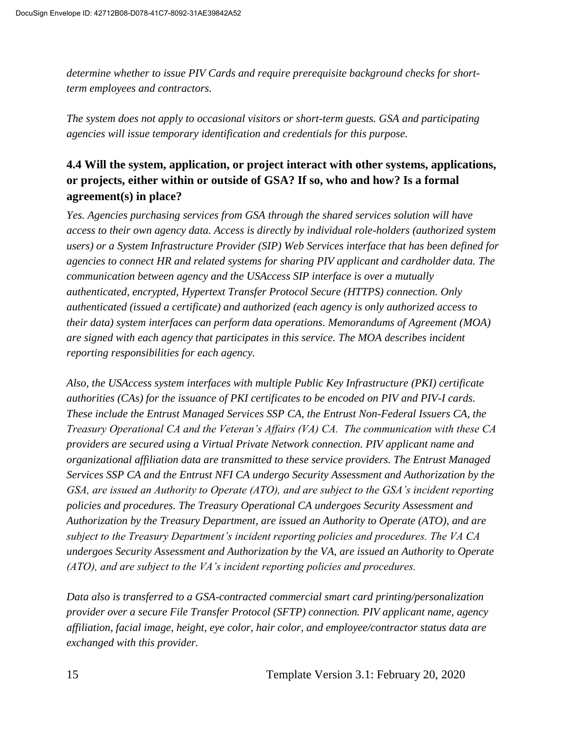*determine whether to issue PIV Cards and require prerequisite background checks for short-term employees and contractors.*

*The system does not apply to occasional visitors or short-term guests. GSA and participating agencies will issue temporary identification and credentials for this purpose.*

### 4.4 Will the system, application, or project interact with other systems, applications, or projects, either within or outside of GSA? If so, who and how? Is a formal agreement(s) in place?

*Yes. Agencies purchasing services from GSA through the shared services solution will have access to their own agency data. Access is directly by individual role-holders (authorized system users) or a System Infrastructure Provider (SIP) Web Services interface that has been defined for agencies to connect HR and related systems for sharing PIV applicant and cardholder data. The communication between agency and the USAccess SIP interface is over a mutually authenticated, encrypted, Hypertext Transfer Protocol Secure (HTTPS) connection. Only authenticated (issued a certificate) and authorized (each agency is only authorized access to their data) system interfaces can perform data operations. Memorandums of Agreement (MOA) are signed with each agency that participates in this service. The MOA describes incident reporting responsibilities for each agency.*

*Also, the USAccess system interfaces with multiple Public Key Infrastructure (PKI) certificate authorities (CAs) for the issuance of PKI certificates to be encoded on PIV and PIV-I cards. These include the Entrust Managed Services SSP CA, the Entrust Non-Federal Issuers CA, the Treasury Operational CA and the Veteran's Affairs (VA) CA. The communication with these CA providers are secured using a Virtual Private Network connection. PIV applicant name and organizational affiliation data are transmitted to these service providers. The Entrust Managed Services SSP CA and the Entrust NFI CA undergo Security Assessment and Authorization by the GSA, are issued an Authority to Operate (ATO), and are subject to the GSA's incident reporting policies and procedures. The Treasury Operational CA undergoes Security Assessment and Authorization by the Treasury Department, are issued an Authority to Operate (ATO), and are subject to the Treasury Department's incident reporting policies and procedures. The VA CA undergoes Security Assessment and Authorization by the VA, are issued an Authority to Operate (ATO), and are subject to the VA's incident reporting policies and procedures.*

*Data also is transferred to a GSA-contracted commercial smart card printing/personalization provider over a secure File Transfer Protocol (SFTP) connection. PIV applicant name, agency affiliation, facial image, height, eye color, hair color, and employee/contractor status data are exchanged with this provider.*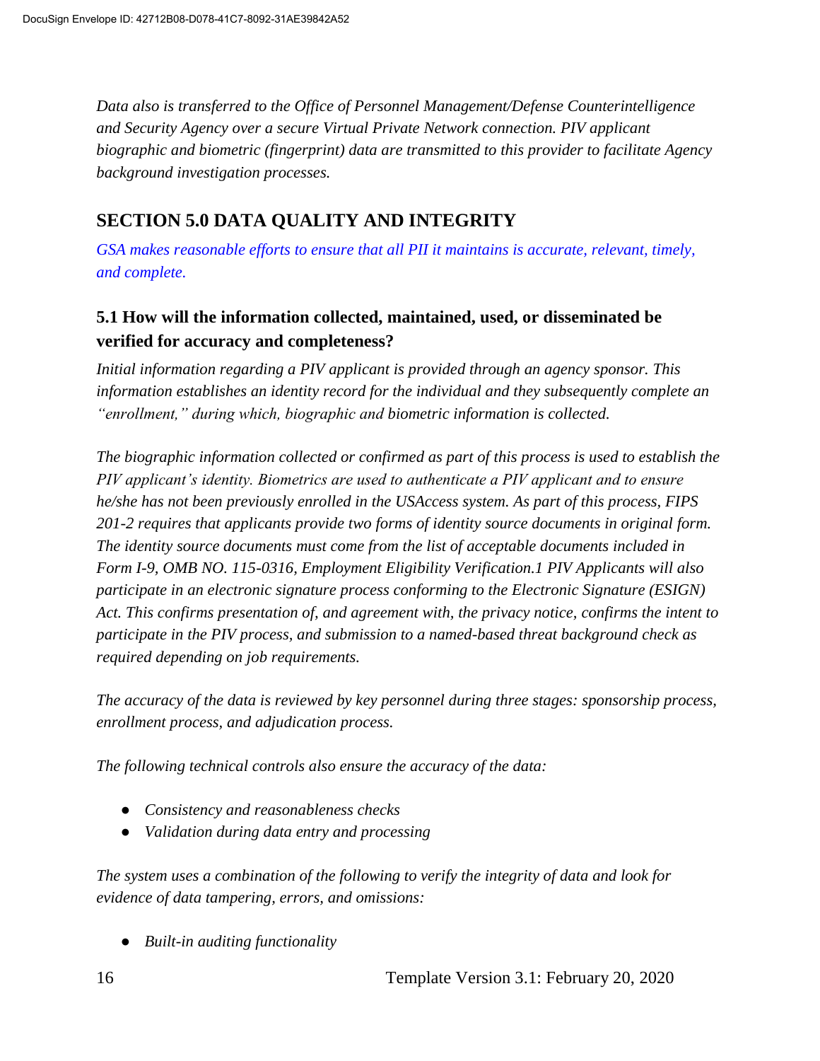*Data also is transferred to the Office of Personnel Management/Defense Counterintelligence and Security Agency over a secure Virtual Private Network connection. PIV applicant biographic and biometric (fingerprint) data are transmitted to this provider to facilitate Agency background investigation processes.*

## SECTION 5.0 DATA QUALITY AND INTEGRITY

*GSA makes reasonable efforts to ensure that all PII it maintains is accurate, relevant, timely, and complete.*

### 5.1 How will the information collected, maintained, used, or disseminated be verified for accuracy and completeness?

*Initial information regarding a PIV applicant is provided through an agency sponsor. This information establishes an identity record for the individual and they subsequently complete an "enrollment," during which, biographic and biometric information is collected.*

*The biographic information collected or confirmed as part of this process is used to establish the PIV applicant's identity. Biometrics are used to authenticate a PIV applicant and to ensure he/she has not been previously enrolled in the USAccess system. As part of this process, FIPS 201-2 requires that applicants provide two forms of identity source documents in original form. The identity source documents must come from the list of acceptable documents included in Form I-9, OMB NO. 115-0316, Employment Eligibility Verification.1 PIV Applicants will also participate in an electronic signature process conforming to the Electronic Signature (ESIGN) Act. This confirms presentation of, and agreement with, the privacy notice, confirms the intent to participate in the PIV process, and submission to a named-based threat background check as required depending on job requirements.*

*The accuracy of the data is reviewed by key personnel during three stages: sponsorship process, enrollment process, and adjudication process.*

*The following technical controls also ensure the accuracy of the data:*

- *Consistency and reasonableness checks*
- *Validation during data entry and processing*

*The system uses a combination of the following to verify the integrity of data and look for evidence of data tampering, errors, and omissions:*

- *Built-in auditing functionality*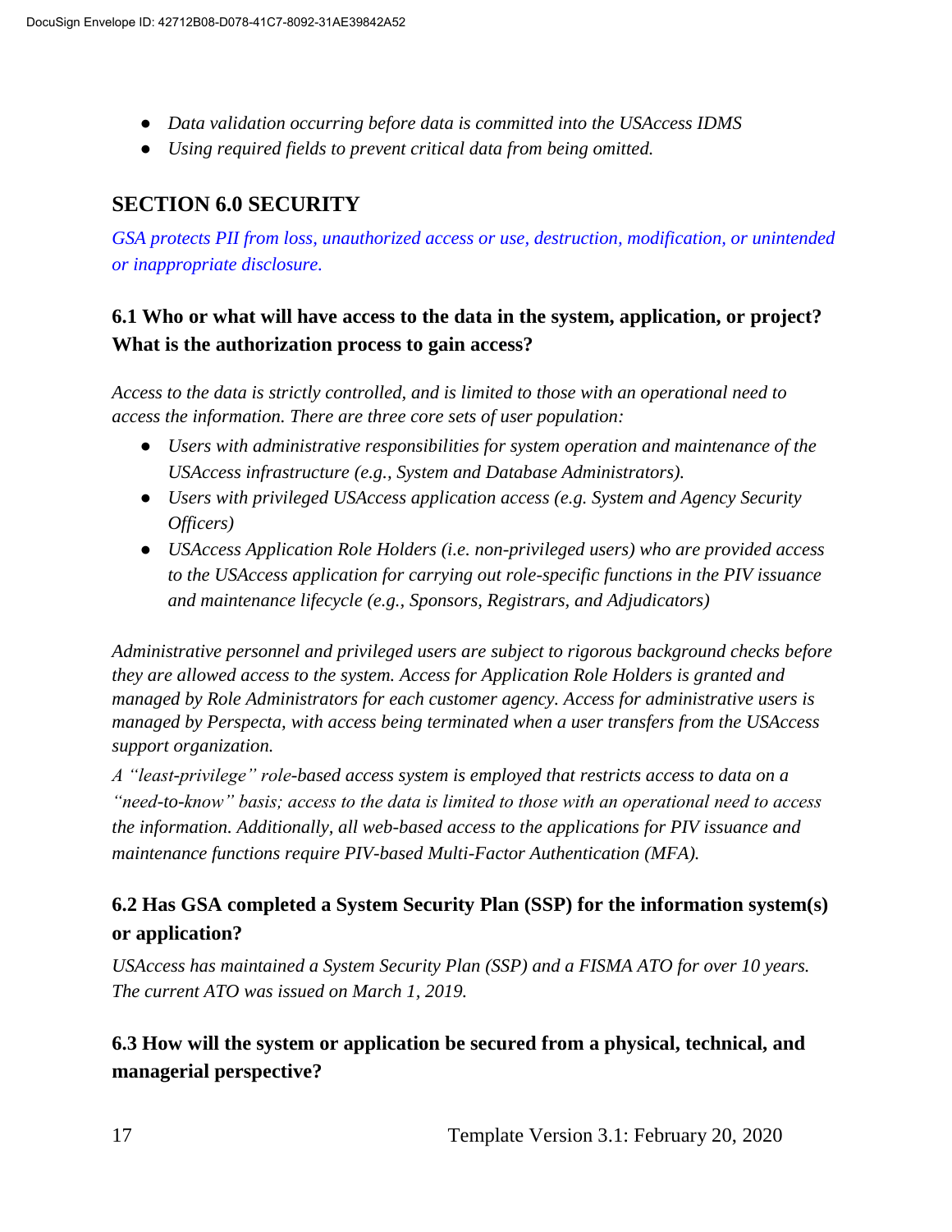- *Data validation occurring before data is committed into the USAccess IDMS*
- *Using required fields to prevent critical data from being omitted.*

## SECTION 6.0 SECURITY

*GSA protects PII from loss, unauthorized access or use, destruction, modification, or unintended or inappropriate disclosure.*

### 6.1 Who or what will have access to the data in the system, application, or project? What is the authorization process to gain access?

*Access to the data is strictly controlled, and is limited to those with an operational need to access the information. There are three core sets of user population:*

- *Users with administrative responsibilities for system operation and maintenance of the USAccess infrastructure (e.g., System and Database Administrators).*
- *Users with privileged USAccess application access (e.g. System and Agency Security Officers)*
- *USAccess Application Role Holders (i.e. non-privileged users) who are provided access to the USAccess application for carrying out role-specific functions in the PIV issuance and maintenance lifecycle (e.g., Sponsors, Registrars, and Adjudicators)*

*Administrative personnel and privileged users are subject to rigorous background checks before they are allowed access to the system. Access for Application Role Holders is granted and managed by Role Administrators for each customer agency. Access for administrative users is managed by Perspecta, with access being terminated when a user transfers from the USAccess support organization.*

*A "least-privilege" role-based access system is employed that restricts access to data on a "need-to-know" basis; access to the data is limited to those with an operational need to access the information. Additionally, all web-based access to the applications for PIV issuance and maintenance functions require PIV-based Multi-Factor Authentication (MFA).*

### 6.2 Has GSA completed a System Security Plan (SSP) for the information system(s) or application?

*USAccess has maintained a System Security Plan (SSP) and a FISMA ATO for over 10 years. The current ATO was issued on March 1, 2019.*

### 6.3 How will the system or application be secured from a physical, technical, and managerial perspective?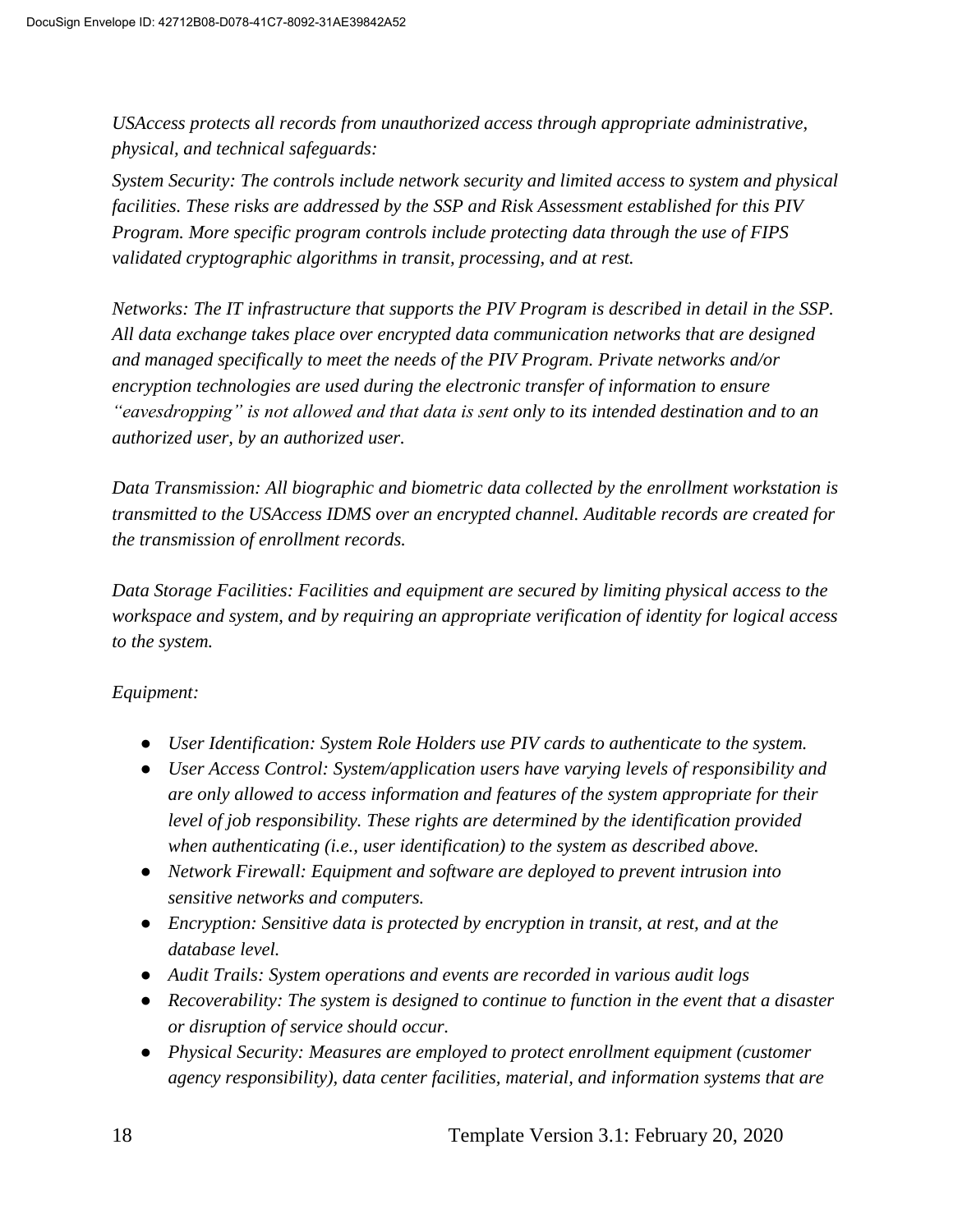*USAccess protects all records from unauthorized access through appropriate administrative, physical, and technical safeguards:*

*System Security: The controls include network security and limited access to system and physical facilities. These risks are addressed by the SSP and Risk Assessment established for this PIV Program. More specific program controls include protecting data through the use of FIPS validated cryptographic algorithms in transit, processing, and at rest.*

*Networks: The IT infrastructure that supports the PIV Program is described in detail in the SSP. All data exchange takes place over encrypted data communication networks that are designed and managed specifically to meet the needs of the PIV Program. Private networks and/or encryption technologies are used during the electronic transfer of information to ensure "eavesdropping" is not allowed and that data is sent only to its intended destination and to an authorized user, by an authorized user.*

*Data Transmission: All biographic and biometric data collected by the enrollment workstation is transmitted to the USAccess IDMS over an encrypted channel. Auditable records are created for the transmission of enrollment records.*

*Data Storage Facilities: Facilities and equipment are secured by limiting physical access to the workspace and system, and by requiring an appropriate verification of identity for logical access to the system.*

*Equipment:*

- *User Identification: System Role Holders use PIV cards to authenticate to the system.*
- *User Access Control: System/application users have varying levels of responsibility and are only allowed to access information and features of the system appropriate for their level of job responsibility. These rights are determined by the identification provided when authenticating (i.e., user identification) to the system as described above.*
- *Network Firewall: Equipment and software are deployed to prevent intrusion into sensitive networks and computers.*
- *Encryption: Sensitive data is protected by encryption in transit, at rest, and at the database level.*
- *Audit Trails: System operations and events are recorded in various audit logs*
- *Recoverability: The system is designed to continue to function in the event that a disaster or disruption of service should occur.*
- *Physical Security: Measures are employed to protect enrollment equipment (customer agency responsibility), data center facilities, material, and information systems that are*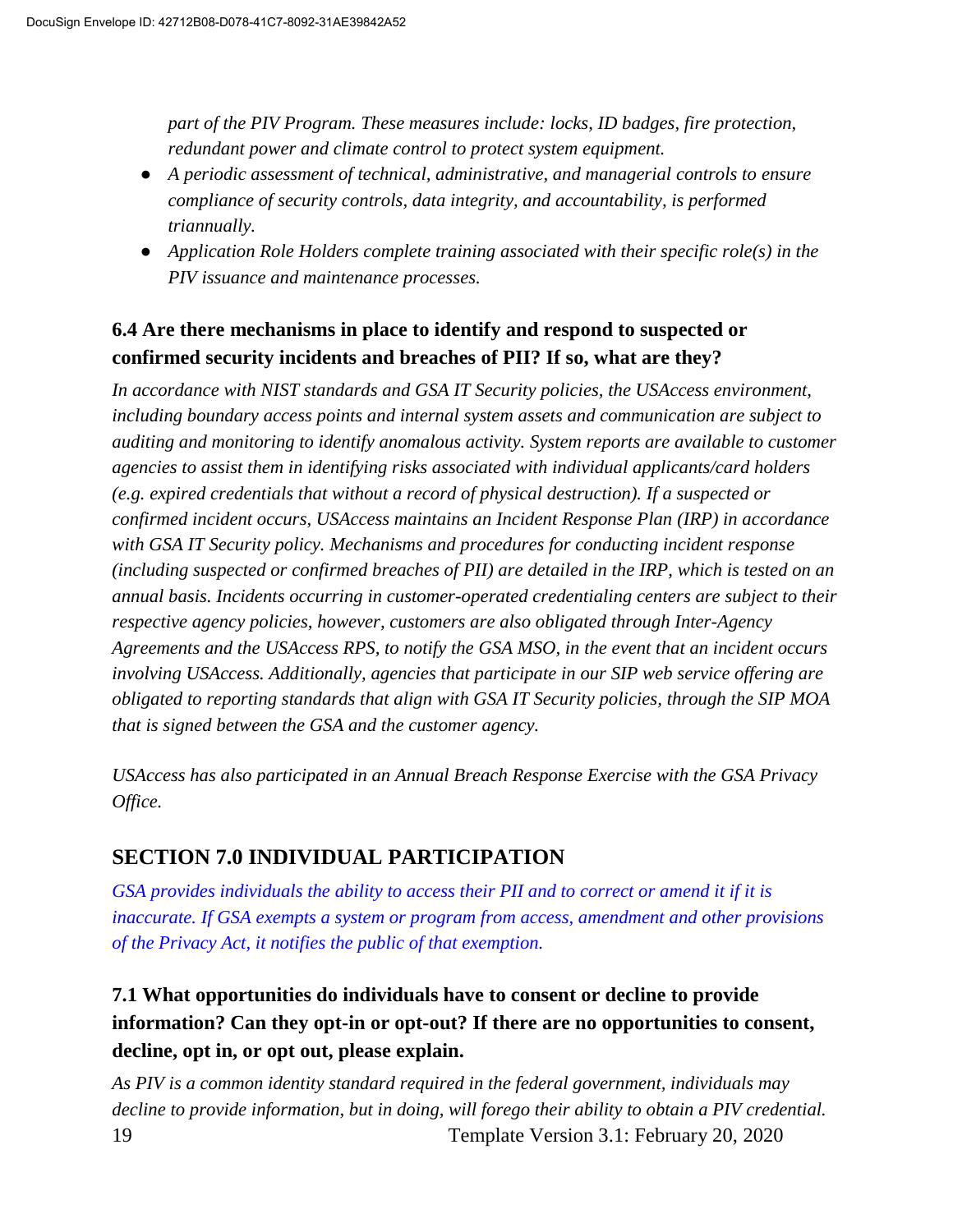*part of the PIV Program. These measures include: locks, ID badges, fire protection, redundant power and climate control to protect system equipment.*

- *A periodic assessment of technical, administrative, and managerial controls to ensure compliance of security controls, data integrity, and accountability, is performed triannually.*
- *Application Role Holders complete training associated with their specific role(s) in the PIV issuance and maintenance processes.*

### 6.4 Are there mechanisms in place to identify and respond to suspected or confirmed security incidents and breaches of PII? If so, what are they?

*In accordance with NIST standards and GSA IT Security policies, the USAccess environment, including boundary access points and internal system assets and communication are subject to auditing and monitoring to identify anomalous activity. System reports are available to customer agencies to assist them in identifying risks associated with individual applicants/card holders (e.g. expired credentials that without a record of physical destruction). If a suspected or confirmed incident occurs, USAccess maintains an Incident Response Plan (IRP) in accordance with GSA IT Security policy. Mechanisms and procedures for conducting incident response (including suspected or confirmed breaches of PII) are detailed in the IRP, which is tested on an annual basis. Incidents occurring in customer-operated credentialing centers are subject to their respective agency policies, however, customers are also obligated through Inter-Agency Agreements and the USAccess RPS, to notify the GSA MSO, in the event that an incident occurs involving USAccess. Additionally, agencies that participate in our SIP web service offering are obligated to reporting standards that align with GSA IT Security policies, through the SIP MOA that is signed between the GSA and the customer agency.*

*USAccess has also participated in an Annual Breach Response Exercise with the GSA Privacy Office.*

## SECTION 7.0 INDIVIDUAL PARTICIPATION

*GSA provides individuals the ability to access their PII and to correct or amend it if it is inaccurate. If GSA exempts a system or program from access, amendment and other provisions of the Privacy Act, it notifies the public of that exemption.*

### 7.1 What opportunities do individuals have to consent or decline to provide information? Can they opt-in or opt-out? If there are no opportunities to consent, decline, opt in, or opt out, please explain.

*As PIV is a common identity standard required in the federal government, individuals may decline to provide information, but in doing, will forego their ability to obtain a PIV credential.*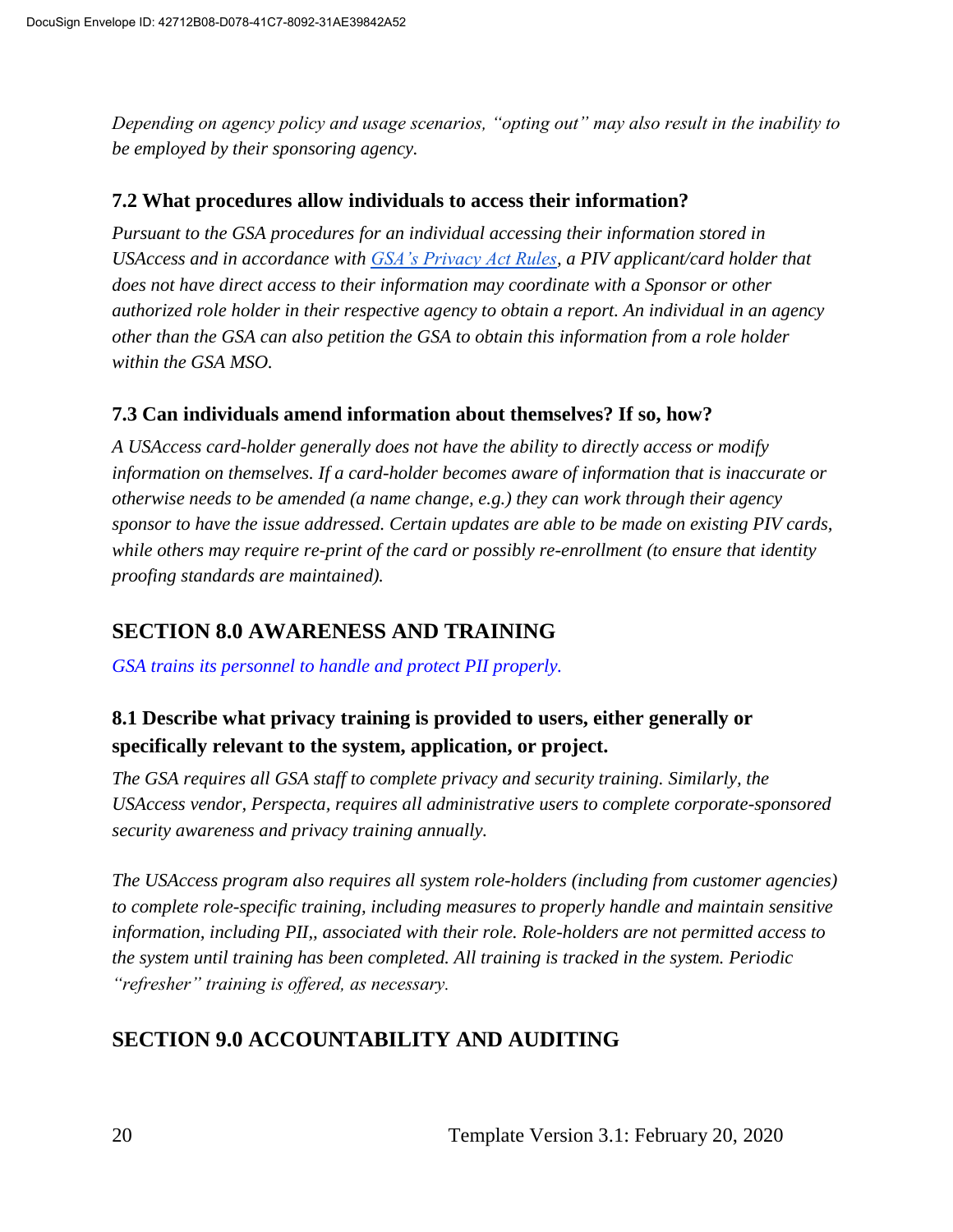*Depending on agency policy and usage scenarios, "opting out" may also result in the inability to be employed by their sponsoring agency.*

### 7.2 What procedures allow individuals to access their information?

*Pursuant to the GSA procedures for an individual accessing their information stored in USAccess and in accordance with [GSA's Privacy Act Rules](), a PIV applicant/card holder that does not have direct access to their information may coordinate with a Sponsor or other authorized role holder in their respective agency to obtain a report. An individual in an agency other than the GSA can also petition the GSA to obtain this information from a role holder within the GSA MSO.*

### 7.3 Can individuals amend information about themselves? If so, how?

*A USAccess card-holder generally does not have the ability to directly access or modify information on themselves. If a card-holder becomes aware of information that is inaccurate or otherwise needs to be amended (a name change, e.g.) they can work through their agency sponsor to have the issue addressed. Certain updates are able to be made on existing PIV cards, while others may require re-print of the card or possibly re-enrollment (to ensure that identity proofing standards are maintained).*

## SECTION 8.0 AWARENESS AND TRAINING

*GSA trains its personnel to handle and protect PII properly.*

### 8.1 Describe what privacy training is provided to users, either generally or specifically relevant to the system, application, or project.

*The GSA requires all GSA staff to complete privacy and security training. Similarly, the USAccess vendor, Perspecta, requires all administrative users to complete corporate-sponsored security awareness and privacy training annually.*

*The USAccess program also requires all system role-holders (including from customer agencies) to complete role-specific training, including measures to properly handle and maintain sensitive information, including PII,, associated with their role. Role-holders are not permitted access to the system until training has been completed. All training is tracked in the system. Periodic "refresher" training is offered, as necessary.*

## SECTION 9.0 ACCOUNTABILITY AND AUDITING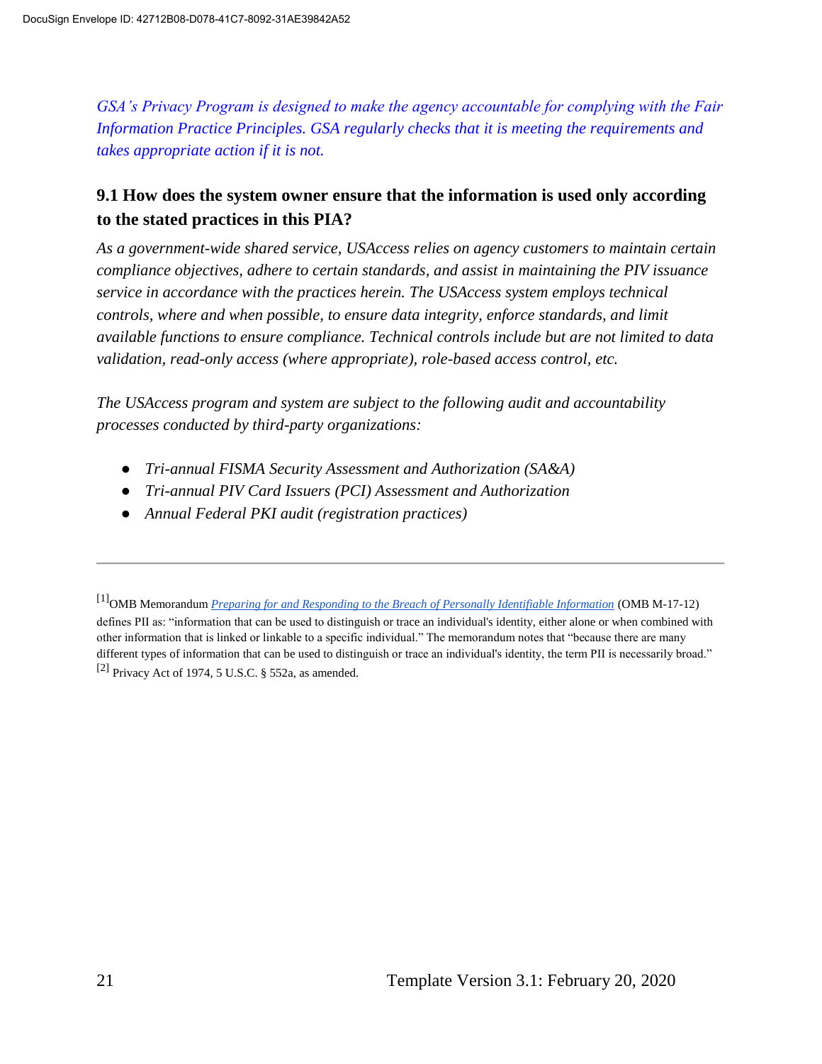*GSA's Privacy Program is designed to make the agency accountable for complying with the Fair Information Practice Principles. GSA regularly checks that it is meeting the requirements and takes appropriate action if it is not.*

### 9.1 How does the system owner ensure that the information is used only according to the stated practices in this PIA?

*As a government-wide shared service, USAccess relies on agency customers to maintain certain compliance objectives, adhere to certain standards, and assist in maintaining the PIV issuance service in accordance with the practices herein. The USAccess system employs technical controls, where and when possible, to ensure data integrity, enforce standards, and limit available functions to ensure compliance. Technical controls include but are not limited to data validation, read-only access (where appropriate), role-based access control, etc.*

*The USAccess program and system are subject to the following audit and accountability processes conducted by third-party organizations:*

- *Tri-annual FISMA Security Assessment and Authorization (SA&A)*
- *Tri-annual PIV Card Issuers (PCI) Assessment and Authorization*
- *Annual Federal PKI audit (registration practices)*

---

[1] OMB Memorandum [Preparing for and Responding to the Breach of Personally Identifiable Information]() (OMB M-17-12) defines PII as: "information that can be used to distinguish or trace an individual's identity, either alone or when combined with other information that is linked or linkable to a specific individual." The memorandum notes that "because there are many different types of information that can be used to distinguish or trace an individual's identity, the term PII is necessarily broad."

[2] Privacy Act of 1974, 5 U.S.C. § 552a, as amended.